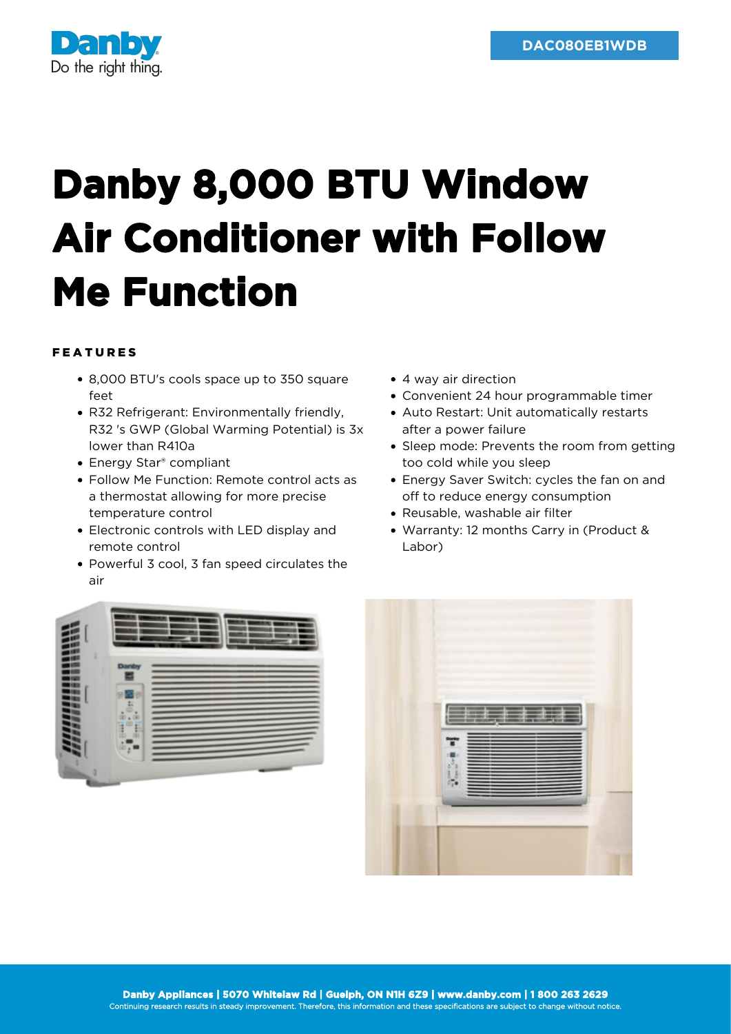DAC080EB1WDB

# Danby 8,000 BTU Window Air Conditioner with Follow Me Function

### FEATURES

- 8,000 BTU's cools space up to 350 square feet
- R32 Refrigerant: Environmentally friendly, R32 's GWP (Global Warming Potential) is 3x lower than R410a
- Energy Star® compliant
- Follow Me Function: Remote control acts as a thermostat allowing for more precise temperature control
- Electronic controls with LED display and remote control
- Powerful 3 cool, 3 fan speed circulates the air
- 4 way air direction
- Convenient 24 hour programmable timer
- Auto Restart: Unit automatically restarts after a power failure
- Sleep mode: Prevents the room from getting too cold while you sleep
- Energy Saver Switch: cycles the fan on and off to reduce energy consumption
- Reusable, washable air filter
- Warranty: 12 months Carry in (Product & Labor)

**Danby Appliances | 5070 Whitelaw Rd | Guelph, ON N1H 6Z9 | www.danby.com | 1 800 263 2629**
Continuing research results in steady improvement. Therefore, this information and these specifications are subject to change without notice.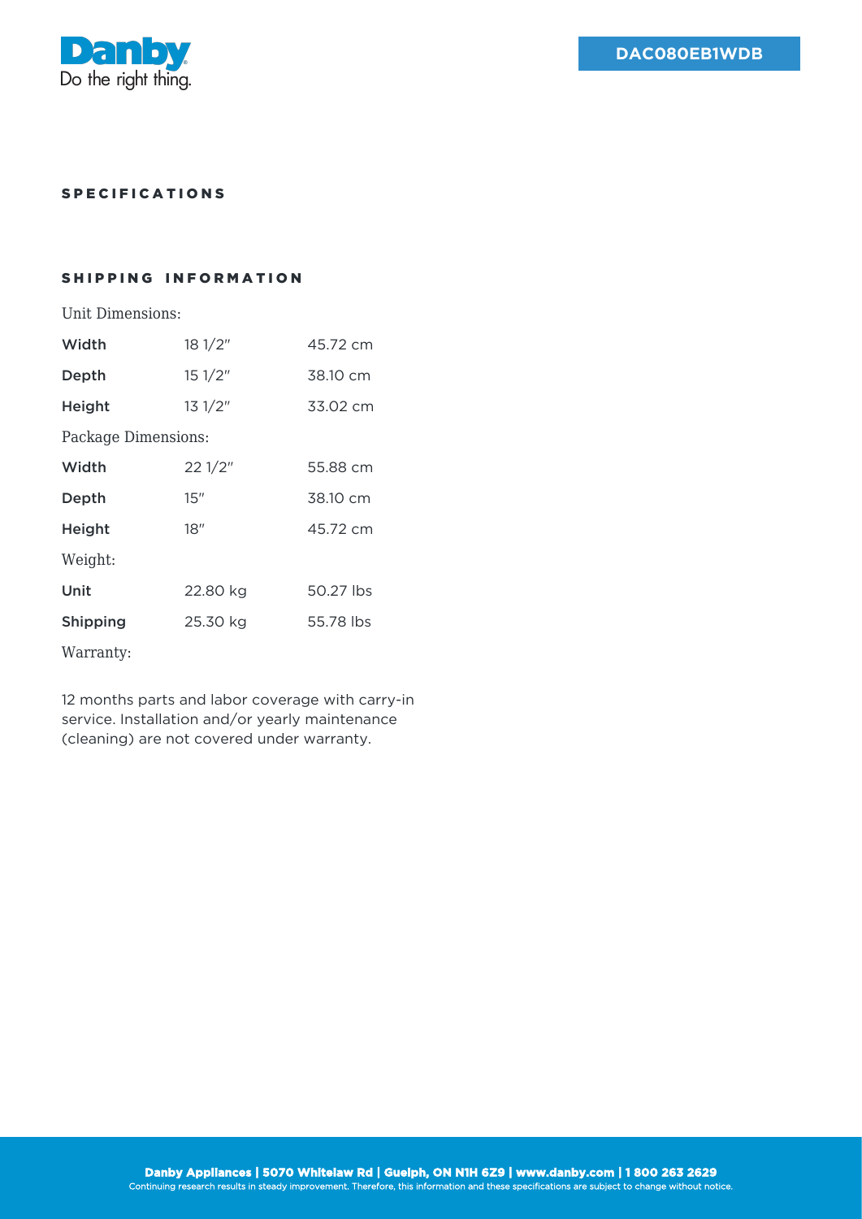## SPECIFICATIONS

### SHIPPING INFORMATION

Unit Dimensions:

| | | |
|---|---|---|
| **Width** | 18 1/2″ | 45.72 cm |
| **Depth** | 15 1/2″ | 38.10 cm |
| **Height** | 13 1/2″ | 33.02 cm |

Package Dimensions:

| | | |
|---|---|---|
| **Width** | 22 1/2″ | 55.88 cm |
| **Depth** | 15″ | 38.10 cm |
| **Height** | 18″ | 45.72 cm |

Weight:

| | | |
|---|---|---|
| **Unit** | 22.80 kg | 50.27 lbs |
| **Shipping** | 25.30 kg | 55.78 lbs |

Warranty:

12 months parts and labor coverage with carry-in service. Installation and/or yearly maintenance (cleaning) are not covered under warranty.